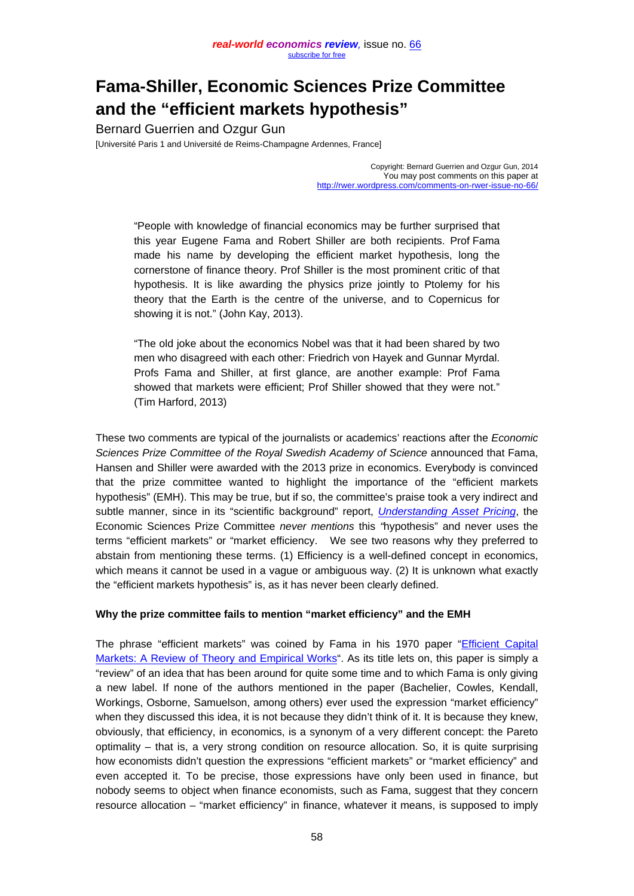# Fama-Shiller, Economic Sciences Prize Committee and the "efficient markets hypothesis"

Bernard Guerrien and Ozgur Gun
[Université Paris 1 and Université de Reims-Champagne Ardennes, France]

Copyright: Bernard Guerrien and Ozgur Gun, 2014
You may post comments on this paper at
http://rwer.wordpress.com/comments-on-rwer-issue-no-66/

> "People with knowledge of financial economics may be further surprised that this year Eugene Fama and Robert Shiller are both recipients. Prof Fama made his name by developing the efficient market hypothesis, long the cornerstone of finance theory. Prof Shiller is the most prominent critic of that hypothesis. It is like awarding the physics prize jointly to Ptolemy for his theory that the Earth is the centre of the universe, and to Copernicus for showing it is not." (John Kay, 2013).

> "The old joke about the economics Nobel was that it had been shared by two men who disagreed with each other: Friedrich von Hayek and Gunnar Myrdal. Profs Fama and Shiller, at first glance, are another example: Prof Fama showed that markets were efficient; Prof Shiller showed that they were not." (Tim Harford, 2013)

These two comments are typical of the journalists or academics' reactions after the *Economic Sciences Prize Committee of the Royal Swedish Academy of Science* announced that Fama, Hansen and Shiller were awarded with the 2013 prize in economics. Everybody is convinced that the prize committee wanted to highlight the importance of the "efficient markets hypothesis" (EMH). This may be true, but if so, the committee's praise took a very indirect and subtle manner, since in its "scientific background" report, *Understanding Asset Pricing*, the Economic Sciences Prize Committee *never mentions* this "hypothesis" and never uses the terms "efficient markets" or "market efficiency". We see two reasons why they preferred to abstain from mentioning these terms. (1) Efficiency is a well-defined concept in economics, which means it cannot be used in a vague or ambiguous way. (2) It is unknown what exactly the "efficient markets hypothesis" is, as it has never been clearly defined.

**Why the prize committee fails to mention "market efficiency" and the EMH**

The phrase "efficient markets" was coined by Fama in his 1970 paper "Efficient Capital Markets: A Review of Theory and Empirical Works". As its title lets on, this paper is simply a "review" of an idea that has been around for quite some time and to which Fama is only giving a new label. If none of the authors mentioned in the paper (Bachelier, Cowles, Kendall, Workings, Osborne, Samuelson, among others) ever used the expression "market efficiency" when they discussed this idea, it is not because they didn't think of it. It is because they knew, obviously, that efficiency, in economics, is a synonym of a very different concept: the Pareto optimality – that is, a very strong condition on resource allocation. So, it is quite surprising how economists didn't question the expressions "efficient markets" or "market efficiency" and even accepted it. To be precise, those expressions have only been used in finance, but nobody seems to object when finance economists, such as Fama, suggest that they concern resource allocation – "market efficiency" in finance, whatever it means, is supposed to imply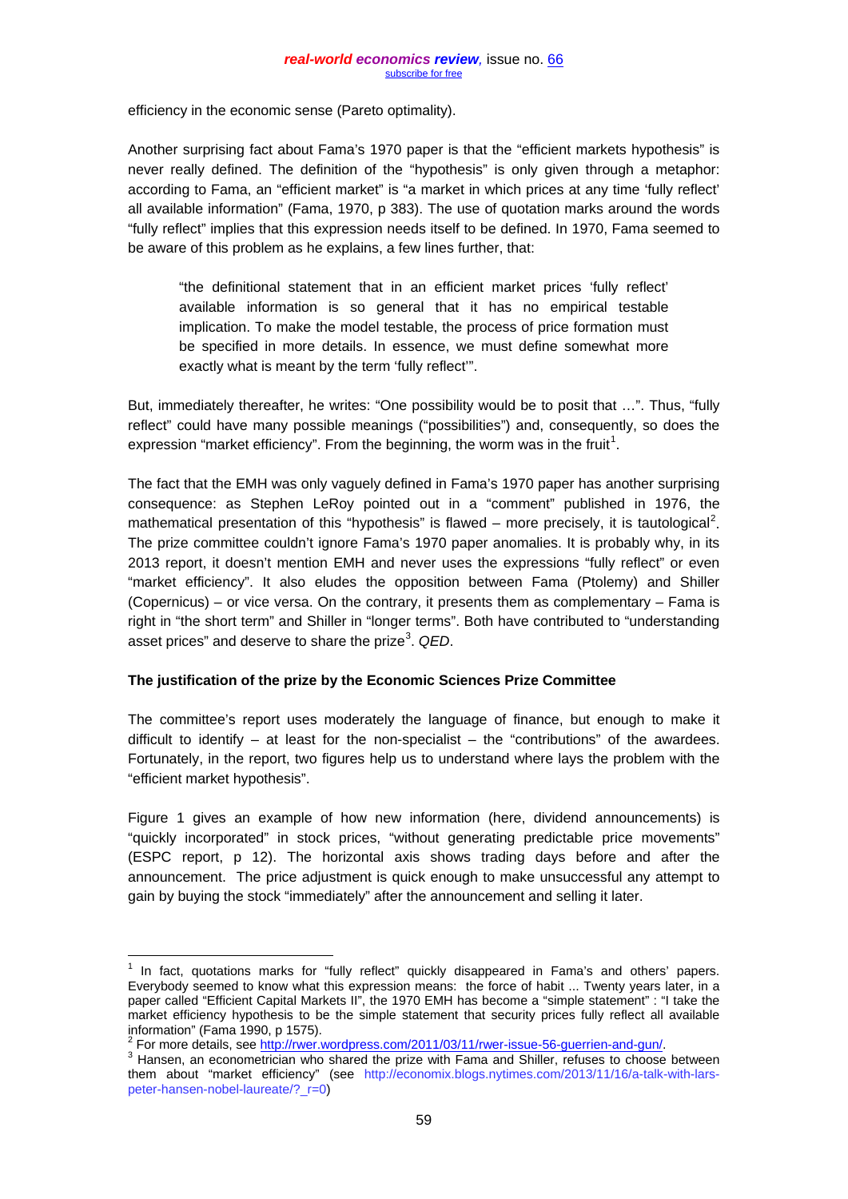efficiency in the economic sense (Pareto optimality).

Another surprising fact about Fama's 1970 paper is that the "efficient markets hypothesis" is never really defined. The definition of the "hypothesis" is only given through a metaphor: according to Fama, an "efficient market" is "a market in which prices at any time 'fully reflect' all available information" (Fama, 1970, p 383). The use of quotation marks around the words "fully reflect" implies that this expression needs itself to be defined. In 1970, Fama seemed to be aware of this problem as he explains, a few lines further, that:

> "the definitional statement that in an efficient market prices 'fully reflect' available information is so general that it has no empirical testable implication. To make the model testable, the process of price formation must be specified in more details. In essence, we must define somewhat more exactly what is meant by the term 'fully reflect'".

But, immediately thereafter, he writes: "One possibility would be to posit that …". Thus, "fully reflect" could have many possible meanings ("possibilities") and, consequently, so does the expression "market efficiency". From the beginning, the worm was in the fruit[1].

The fact that the EMH was only vaguely defined in Fama's 1970 paper has another surprising consequence: as Stephen LeRoy pointed out in a "comment" published in 1976, the mathematical presentation of this "hypothesis" is flawed – more precisely, it is tautological[2]. The prize committee couldn't ignore Fama's 1970 paper anomalies. It is probably why, in its 2013 report, it doesn't mention EMH and never uses the expressions "fully reflect" or even "market efficiency". It also eludes the opposition between Fama (Ptolemy) and Shiller (Copernicus) – or vice versa. On the contrary, it presents them as complementary – Fama is right in "the short term" and Shiller in "longer terms". Both have contributed to "understanding asset prices" and deserve to share the prize[3]. *QED*.

**The justification of the prize by the Economic Sciences Prize Committee**

The committee's report uses moderately the language of finance, but enough to make it difficult to identify – at least for the non-specialist – the "contributions" of the awardees. Fortunately, in the report, two figures help us to understand where lays the problem with the "efficient market hypothesis".

Figure 1 gives an example of how new information (here, dividend announcements) is "quickly incorporated" in stock prices, "without generating predictable price movements" (ESPC report, p 12). The horizontal axis shows trading days before and after the announcement. The price adjustment is quick enough to make unsuccessful any attempt to gain by buying the stock "immediately" after the announcement and selling it later.

---

[1] In fact, quotations marks for "fully reflect" quickly disappeared in Fama's and others' papers. Everybody seemed to know what this expression means: the force of habit ... Twenty years later, in a paper called "Efficient Capital Markets II", the 1970 EMH has become a "simple statement" : "I take the market efficiency hypothesis to be the simple statement that security prices fully reflect all available information" (Fama 1990, p 1575).

[2] For more details, see http://rwer.wordpress.com/2011/03/11/rwer-issue-56-guerrien-and-gun/.

[3] Hansen, an econometrician who shared the prize with Fama and Shiller, refuses to choose between them about "market efficiency" (see http://economix.blogs.nytimes.com/2013/11/16/a-talk-with-lars-peter-hansen-nobel-laureate/?_r=0)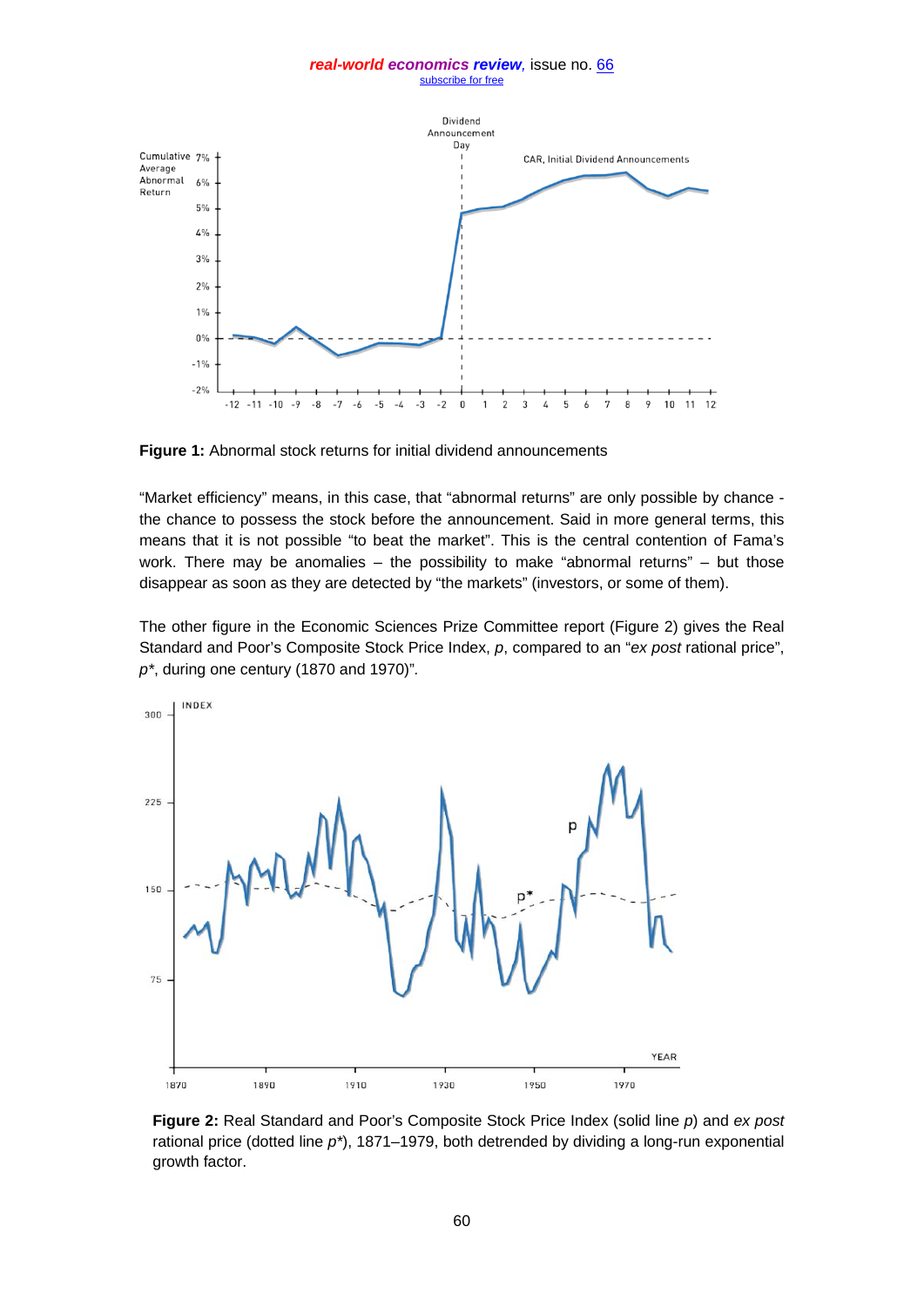**Figure 1:** Abnormal stock returns for initial dividend announcements

"Market efficiency" means, in this case, that "abnormal returns" are only possible by chance - the chance to possess the stock before the announcement. Said in more general terms, this means that it is not possible "to beat the market". This is the central contention of Fama's work. There may be anomalies – the possibility to make "abnormal returns" – but those disappear as soon as they are detected by "the markets" (investors, or some of them).

The other figure in the Economic Sciences Prize Committee report (Figure 2) gives the Real Standard and Poor's Composite Stock Price Index, *p*, compared to an "*ex post* rational price", *p*\*, during one century (1870 and 1970)".

**Figure 2:** Real Standard and Poor's Composite Stock Price Index (solid line *p*) and *ex post* rational price (dotted line *p*\*), 1871–1979, both detrended by dividing a long-run exponential growth factor.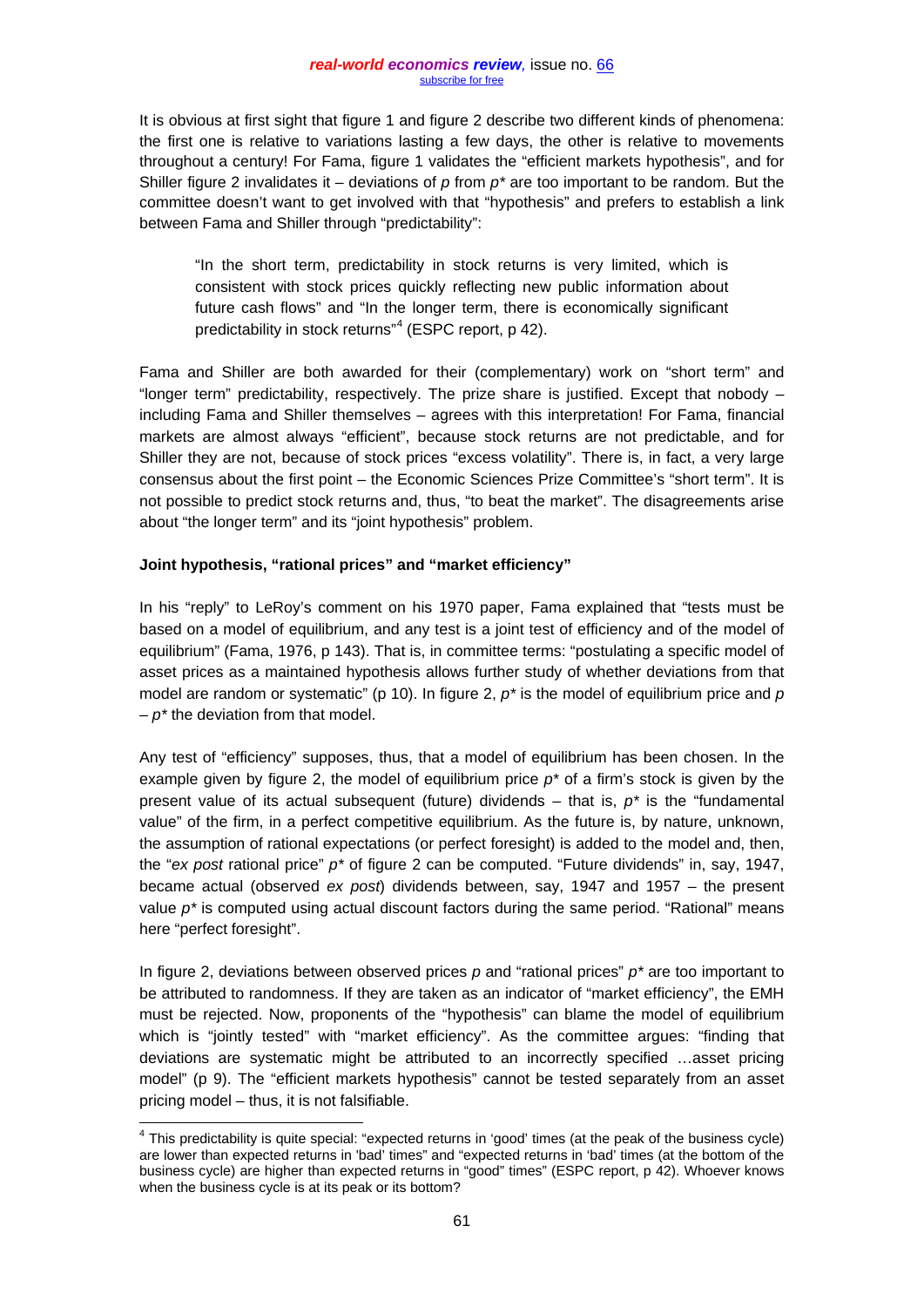It is obvious at first sight that figure 1 and figure 2 describe two different kinds of phenomena: the first one is relative to variations lasting a few days, the other is relative to movements throughout a century! For Fama, figure 1 validates the "efficient markets hypothesis", and for Shiller figure 2 invalidates it – deviations of $p$ from $p^*$ are too important to be random. But the committee doesn't want to get involved with that "hypothesis" and prefers to establish a link between Fama and Shiller through "predictability":

> "In the short term, predictability in stock returns is very limited, which is consistent with stock prices quickly reflecting new public information about future cash flows" and "In the longer term, there is economically significant predictability in stock returns"[4] (ESPC report, p 42).

Fama and Shiller are both awarded for their (complementary) work on "short term" and "longer term" predictability, respectively. The prize share is justified. Except that nobody – including Fama and Shiller themselves – agrees with this interpretation! For Fama, financial markets are almost always "efficient", because stock returns are not predictable, and for Shiller they are not, because of stock prices "excess volatility". There is, in fact, a very large consensus about the first point – the Economic Sciences Prize Committee's "short term". It is not possible to predict stock returns and, thus, "to beat the market". The disagreements arise about "the longer term" and its "joint hypothesis" problem.

**Joint hypothesis, "rational prices" and "market efficiency"**

In his "reply" to LeRoy's comment on his 1970 paper, Fama explained that "tests must be based on a model of equilibrium, and any test is a joint test of efficiency and of the model of equilibrium" (Fama, 1976, p 143). That is, in committee terms: "postulating a specific model of asset prices as a maintained hypothesis allows further study of whether deviations from that model are random or systematic" (p 10). In figure 2, $p^*$ is the model of equilibrium price and $p - p^*$ the deviation from that model.

Any test of "efficiency" supposes, thus, that a model of equilibrium has been chosen. In the example given by figure 2, the model of equilibrium price $p^*$ of a firm's stock is given by the present value of its actual subsequent (future) dividends – that is, $p^*$ is the "fundamental value" of the firm, in a perfect competitive equilibrium. As the future is, by nature, unknown, the assumption of rational expectations (or perfect foresight) is added to the model and, then, the "*ex post* rational price" $p^*$ of figure 2 can be computed. "Future dividends" in, say, 1947, became actual (observed *ex post*) dividends between, say, 1947 and 1957 – the present value $p^*$ is computed using actual discount factors during the same period. "Rational" means here "perfect foresight".

In figure 2, deviations between observed prices $p$ and "rational prices" $p^*$ are too important to be attributed to randomness. If they are taken as an indicator of "market efficiency", the EMH must be rejected. Now, proponents of the "hypothesis" can blame the model of equilibrium which is "jointly tested" with "market efficiency". As the committee argues: "finding that deviations are systematic might be attributed to an incorrectly specified …asset pricing model" (p 9). The "efficient markets hypothesis" cannot be tested separately from an asset pricing model – thus, it is not falsifiable.

---

[4] This predictability is quite special: "expected returns in 'good' times (at the peak of the business cycle) are lower than expected returns in 'bad' times" and "expected returns in 'bad' times (at the bottom of the business cycle) are higher than expected returns in "good" times" (ESPC report, p 42). Whoever knows when the business cycle is at its peak or its bottom?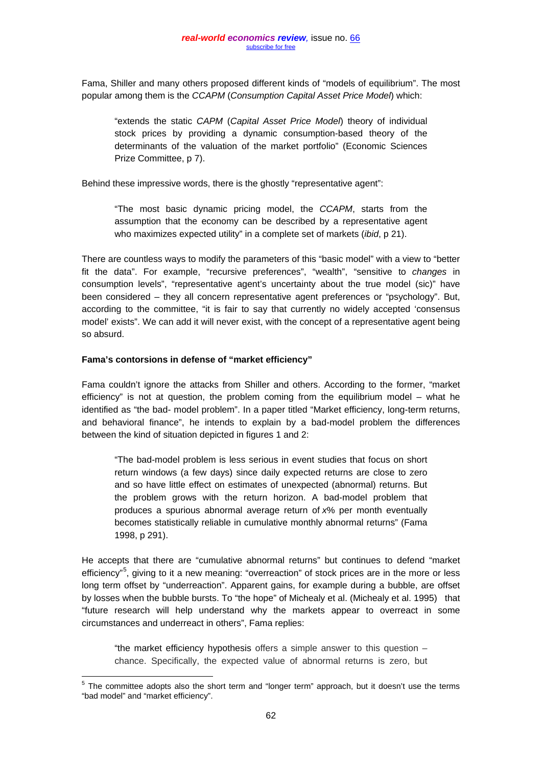Fama, Shiller and many others proposed different kinds of "models of equilibrium". The most popular among them is the *CCAPM* (*Consumption Capital Asset Price Model*) which:

> "extends the static *CAPM* (*Capital Asset Price Model*) theory of individual stock prices by providing a dynamic consumption-based theory of the determinants of the valuation of the market portfolio" (Economic Sciences Prize Committee, p 7).

Behind these impressive words, there is the ghostly "representative agent":

> "The most basic dynamic pricing model, the *CCAPM*, starts from the assumption that the economy can be described by a representative agent who maximizes expected utility" in a complete set of markets (*ibid*, p 21).

There are countless ways to modify the parameters of this "basic model" with a view to "better fit the data". For example, "recursive preferences", "wealth", "sensitive to *changes* in consumption levels", "representative agent's uncertainty about the true model (sic)" have been considered – they all concern representative agent preferences or "psychology". But, according to the committee, "it is fair to say that currently no widely accepted 'consensus model' exists". We can add it will never exist, with the concept of a representative agent being so absurd.

**Fama's contorsions in defense of "market efficiency"**

Fama couldn't ignore the attacks from Shiller and others. According to the former, "market efficiency" is not at question, the problem coming from the equilibrium model – what he identified as "the bad- model problem". In a paper titled "Market efficiency, long-term returns, and behavioral finance", he intends to explain by a bad-model problem the differences between the kind of situation depicted in figures 1 and 2:

> "The bad-model problem is less serious in event studies that focus on short return windows (a few days) since daily expected returns are close to zero and so have little effect on estimates of unexpected (abnormal) returns. But the problem grows with the return horizon. A bad-model problem that produces a spurious abnormal average return of *x*% per month eventually becomes statistically reliable in cumulative monthly abnormal returns" (Fama 1998, p 291).

He accepts that there are "cumulative abnormal returns" but continues to defend "market efficiency"[5], giving to it a new meaning: "overreaction" of stock prices are in the more or less long term offset by "underreaction". Apparent gains, for example during a bubble, are offset by losses when the bubble bursts. To "the hope" of Michealy et al. (Michealy et al. 1995) that "future research will help understand why the markets appear to overreact in some circumstances and underreact in others", Fama replies:

> "the market efficiency hypothesis offers a simple answer to this question – chance. Specifically, the expected value of abnormal returns is zero, but

[5] The committee adopts also the short term and "longer term" approach, but it doesn't use the terms "bad model" and "market efficiency".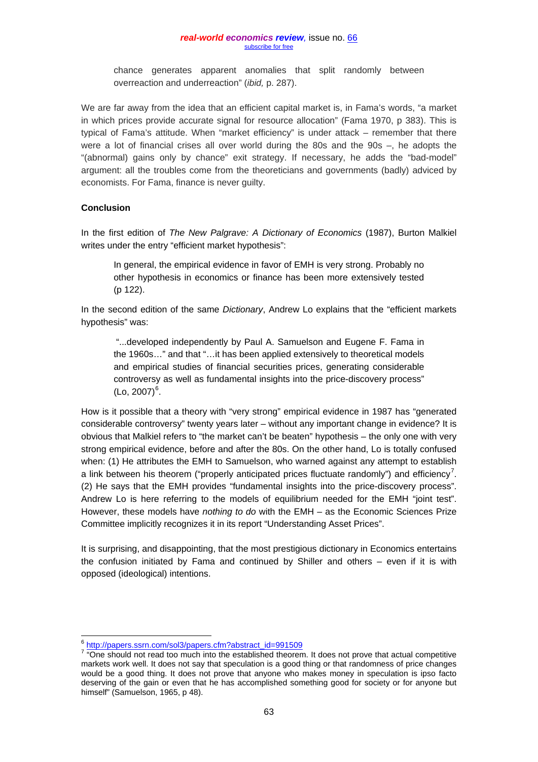> chance generates apparent anomalies that split randomly between overreaction and underreaction" (*ibid,* p. 287).

We are far away from the idea that an efficient capital market is, in Fama's words, "a market in which prices provide accurate signal for resource allocation" (Fama 1970, p 383). This is typical of Fama's attitude. When "market efficiency" is under attack – remember that there were a lot of financial crises all over world during the 80s and the 90s –, he adopts the "(abnormal) gains only by chance" exit strategy. If necessary, he adds the "bad-model" argument: all the troubles come from the theoreticians and governments (badly) adviced by economists. For Fama, finance is never guilty.

**Conclusion**

In the first edition of *The New Palgrave: A Dictionary of Economics* (1987), Burton Malkiel writes under the entry "efficient market hypothesis":

> In general, the empirical evidence in favor of EMH is very strong. Probably no other hypothesis in economics or finance has been more extensively tested (p 122).

In the second edition of the same *Dictionary*, Andrew Lo explains that the "efficient markets hypothesis" was:

> "...developed independently by Paul A. Samuelson and Eugene F. Fama in the 1960s…" and that "…it has been applied extensively to theoretical models and empirical studies of financial securities prices, generating considerable controversy as well as fundamental insights into the price-discovery process" (Lo, 2007)[6].

How is it possible that a theory with "very strong" empirical evidence in 1987 has "generated considerable controversy" twenty years later – without any important change in evidence? It is obvious that Malkiel refers to "the market can't be beaten" hypothesis – the only one with very strong empirical evidence, before and after the 80s. On the other hand, Lo is totally confused when: (1) He attributes the EMH to Samuelson, who warned against any attempt to establish a link between his theorem ("properly anticipated prices fluctuate randomly") and efficiency[7]. (2) He says that the EMH provides "fundamental insights into the price-discovery process". Andrew Lo is here referring to the models of equilibrium needed for the EMH "joint test". However, these models have *nothing to do* with the EMH – as the Economic Sciences Prize Committee implicitly recognizes it in its report "Understanding Asset Prices".

It is surprising, and disappointing, that the most prestigious dictionary in Economics entertains the confusion initiated by Fama and continued by Shiller and others – even if it is with opposed (ideological) intentions.

---

[6] http://papers.ssrn.com/sol3/papers.cfm?abstract_id=991509

[7] "One should not read too much into the established theorem. It does not prove that actual competitive markets work well. It does not say that speculation is a good thing or that randomness of price changes would be a good thing. It does not prove that anyone who makes money in speculation is ipso facto deserving of the gain or even that he has accomplished something good for society or for anyone but himself" (Samuelson, 1965, p 48).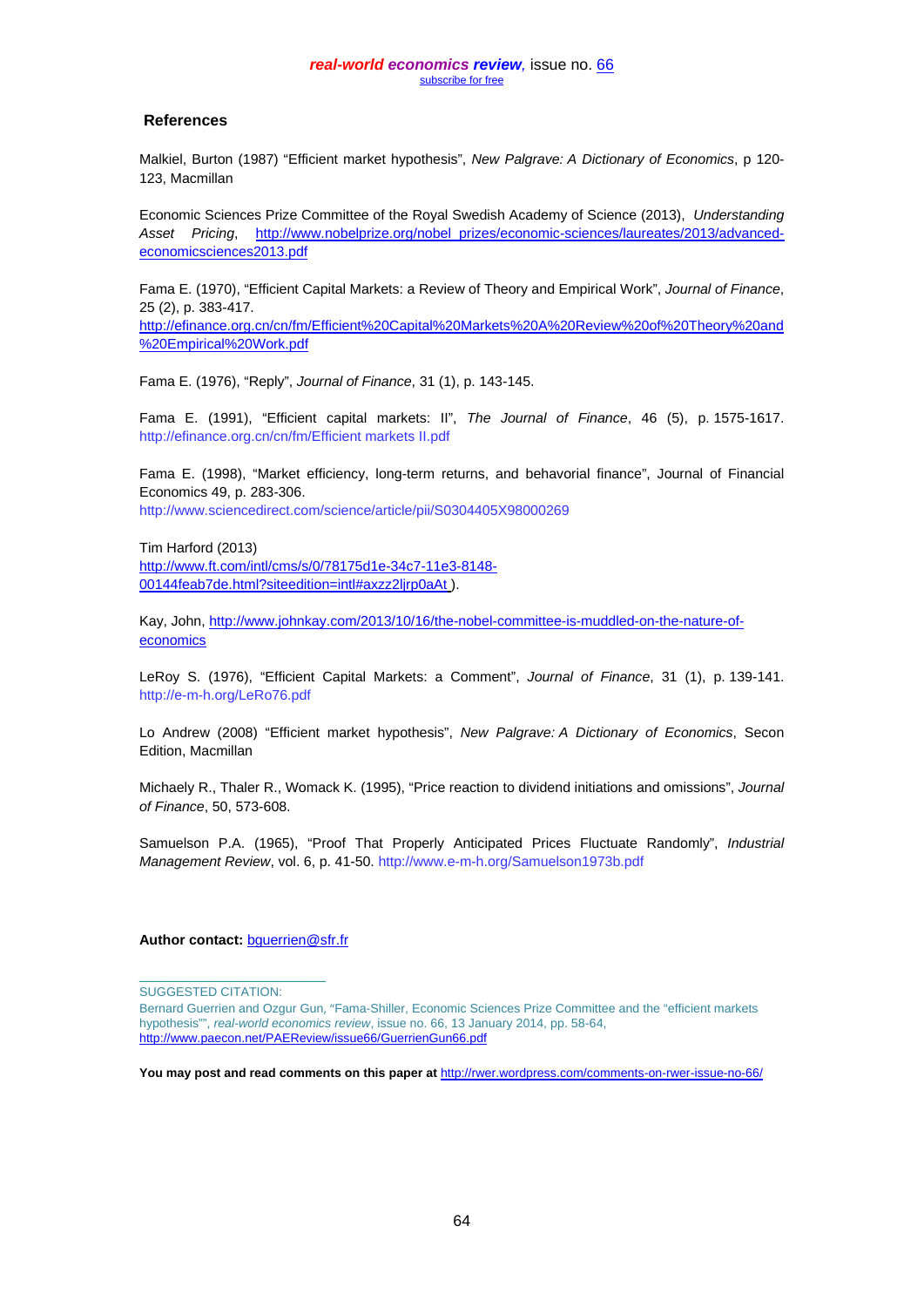## References

Malkiel, Burton (1987) "Efficient market hypothesis", *New Palgrave: A Dictionary of Economics*, p 120-123, Macmillan

Economic Sciences Prize Committee of the Royal Swedish Academy of Science (2013), *Understanding Asset Pricing*, http://www.nobelprize.org/nobel_prizes/economic-sciences/laureates/2013/advanced-economicsciences2013.pdf

Fama E. (1970), "Efficient Capital Markets: a Review of Theory and Empirical Work", *Journal of Finance*, 25 (2), p. 383-417.
http://efinance.org.cn/cn/fm/Efficient%20Capital%20Markets%20A%20Review%20of%20Theory%20and%20Empirical%20Work.pdf

Fama E. (1976), "Reply", *Journal of Finance*, 31 (1), p. 143-145.

Fama E. (1991), "Efficient capital markets: II", *The Journal of Finance*, 46 (5), p. 1575-1617. http://efinance.org.cn/cn/fm/Efficient markets II.pdf

Fama E. (1998), "Market efficiency, long-term returns, and behavorial finance", Journal of Financial Economics 49, p. 283-306.
http://www.sciencedirect.com/science/article/pii/S0304405X98000269

Tim Harford (2013)
http://www.ft.com/intl/cms/s/0/78175d1e-34c7-11e3-8148-00144feab7de.html?siteedition=intl#axzz2ljrp0aAt ).

Kay, John, http://www.johnkay.com/2013/10/16/the-nobel-committee-is-muddled-on-the-nature-of-economics

LeRoy S. (1976), "Efficient Capital Markets: a Comment", *Journal of Finance*, 31 (1), p. 139-141. http://e-m-h.org/LeRo76.pdf

Lo Andrew (2008) "Efficient market hypothesis", *New Palgrave: A Dictionary of Economics*, Secon Edition, Macmillan

Michaely R., Thaler R., Womack K. (1995), "Price reaction to dividend initiations and omissions", *Journal of Finance*, 50, 573-608.

Samuelson P.A. (1965), "Proof That Properly Anticipated Prices Fluctuate Randomly", *Industrial Management Review*, vol. 6, p. 41-50. http://www.e-m-h.org/Samuelson1973b.pdf

**Author contact:** bguerrien@sfr.fr

---

SUGGESTED CITATION:
Bernard Guerrien and Ozgur Gun, "Fama-Shiller, Economic Sciences Prize Committee and the "efficient markets hypothesis"", *real-world economics review*, issue no. 66, 13 January 2014, pp. 58-64,
http://www.paecon.net/PAEReview/issue66/GuerrienGun66.pdf

**You may post and read comments on this paper at** http://rwer.wordpress.com/comments-on-rwer-issue-no-66/